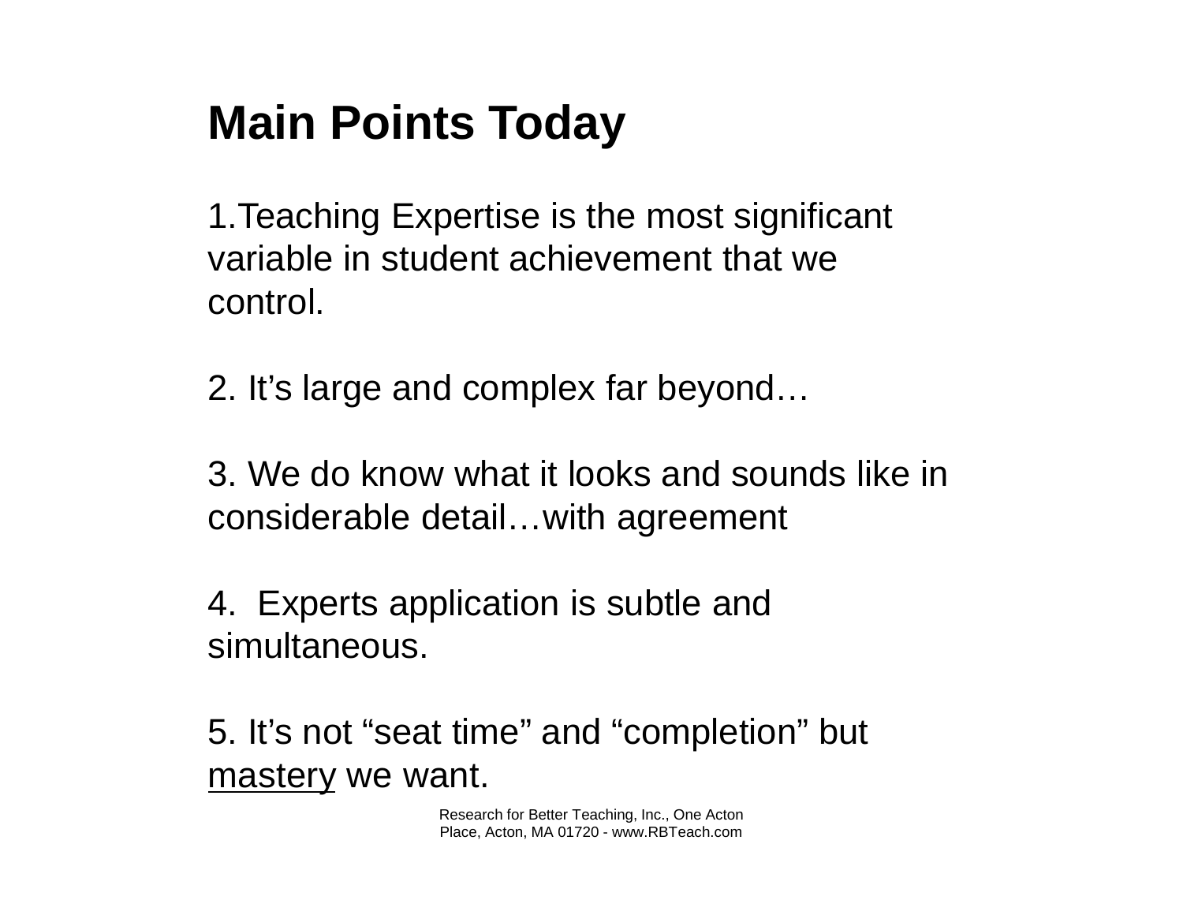# Main Points Today

1. Teaching Expertise is the most significant variable in student achievement that we control.

2. It's large and complex far beyond…

3. We do know what it looks and sounds like in considerable detail…with agreement

4. Experts application is subtle and simultaneous.

5. It's not "seat time" and "completion" but <u>mastery</u> we want.

Research for Better Teaching, Inc., One Acton Place, Acton, MA 01720 - www.RBTeach.com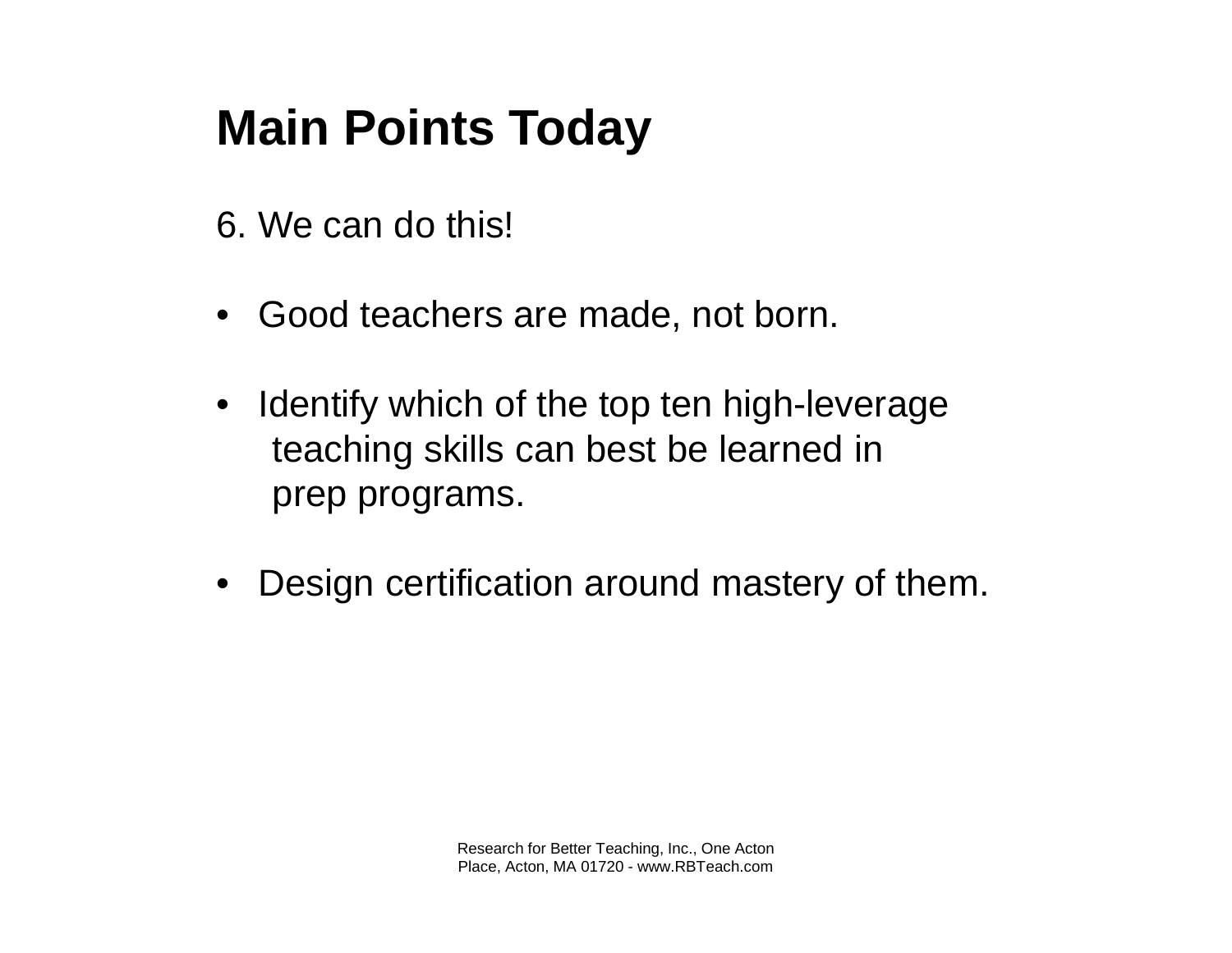# Main Points Today

6. We can do this!

- Good teachers are made, not born.

- Identify which of the top ten high-leverage teaching skills can best be learned in prep programs.

- Design certification around mastery of them.

Research for Better Teaching, Inc., One Acton Place, Acton, MA 01720 - www.RBTeach.com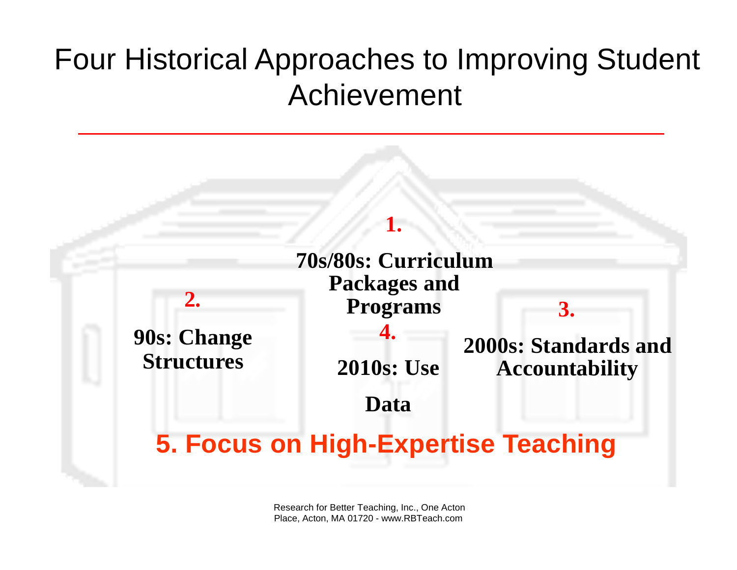# Four Historical Approaches to Improving Student Achievement

**1.**

**70s/80s: Curriculum Packages and Programs**

**2.**

**90s: Change Structures**

**3.**

**2000s: Standards and Accountability**

**4.**

**2010s: Use Data**

**5. Focus on High-Expertise Teaching**

Research for Better Teaching, Inc., One Acton Place, Acton, MA 01720 - www.RBTeach.com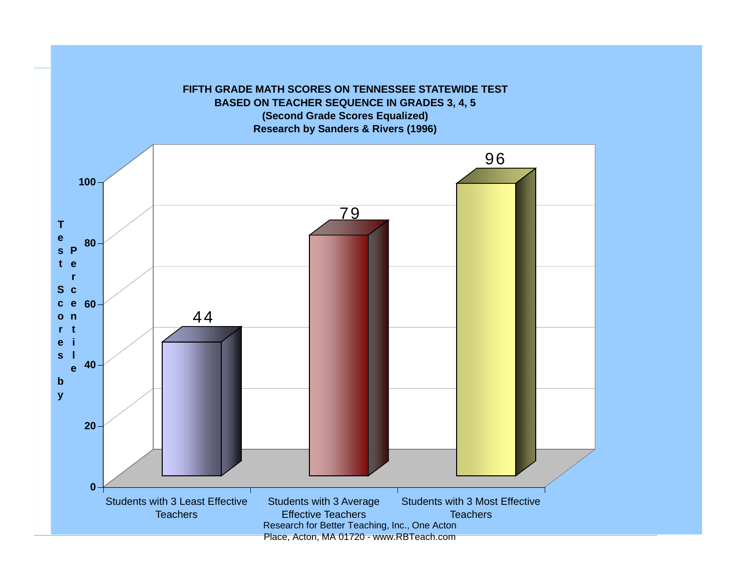**FIFTH GRADE MATH SCORES ON TENNESSEE STATEWIDE TEST**
**BASED ON TEACHER SEQUENCE IN GRADES 3, 4, 5**
**(Second Grade Scores Equalized)**
**Research by Sanders & Rivers (1996)**

| | Test Scores by Percentile |
|---|---|
| Students with 3 Least Effective Teachers | 44 |
| Students with 3 Average Effective Teachers | 79 |
| Students with 3 Most Effective Teachers | 96 |

Research for Better Teaching, Inc., One Acton Place, Acton, MA 01720 - www.RBTeach.com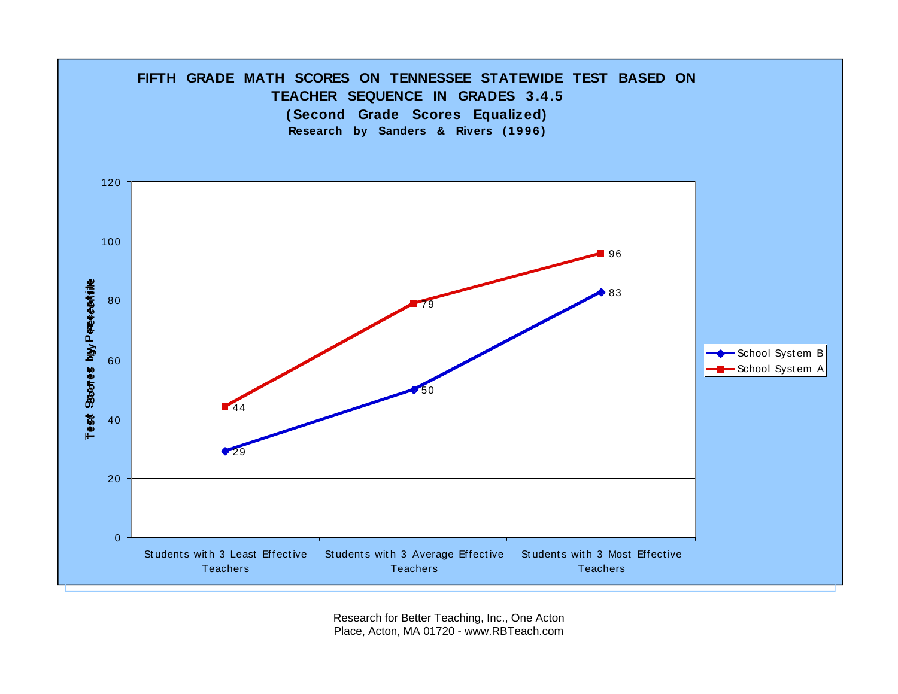**FIFTH GRADE MATH SCORES ON TENNESSEE STATEWIDE TEST BASED ON TEACHER SEQUENCE IN GRADES 3.4.5**

**(Second Grade Scores Equalized)**

**Research by Sanders & Rivers (1996)**

| | Students with 3 Least Effective Teachers | Students with 3 Average Effective Teachers | Students with 3 Most Effective Teachers |
|---|---|---|---|
| School System B | 29 | 50 | 83 |
| School System A | 44 | 79 | 96 |

Test Scores by Percentile

Research for Better Teaching, Inc., One Acton Place, Acton, MA 01720 - www.RBTeach.com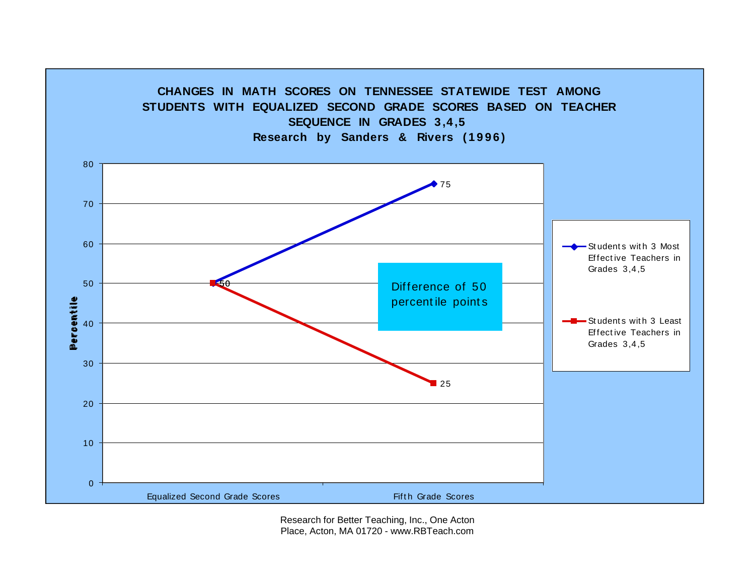**CHANGES IN MATH SCORES ON TENNESSEE STATEWIDE TEST AMONG STUDENTS WITH EQUALIZED SECOND GRADE SCORES BASED ON TEACHER SEQUENCE IN GRADES 3,4,5**

**Research by Sanders & Rivers (1996)**

| | Equalized Second Grade Scores | Fifth Grade Scores |
|---|---|---|
| Students with 3 Most Effective Teachers in Grades 3,4,5 | 50 | 75 |
| Students with 3 Least Effective Teachers in Grades 3,4,5 | 50 | 25 |

Y-axis: Percentile (0–80)

Difference of 50 percentile points

Research for Better Teaching, Inc., One Acton Place, Acton, MA 01720 - www.RBTeach.com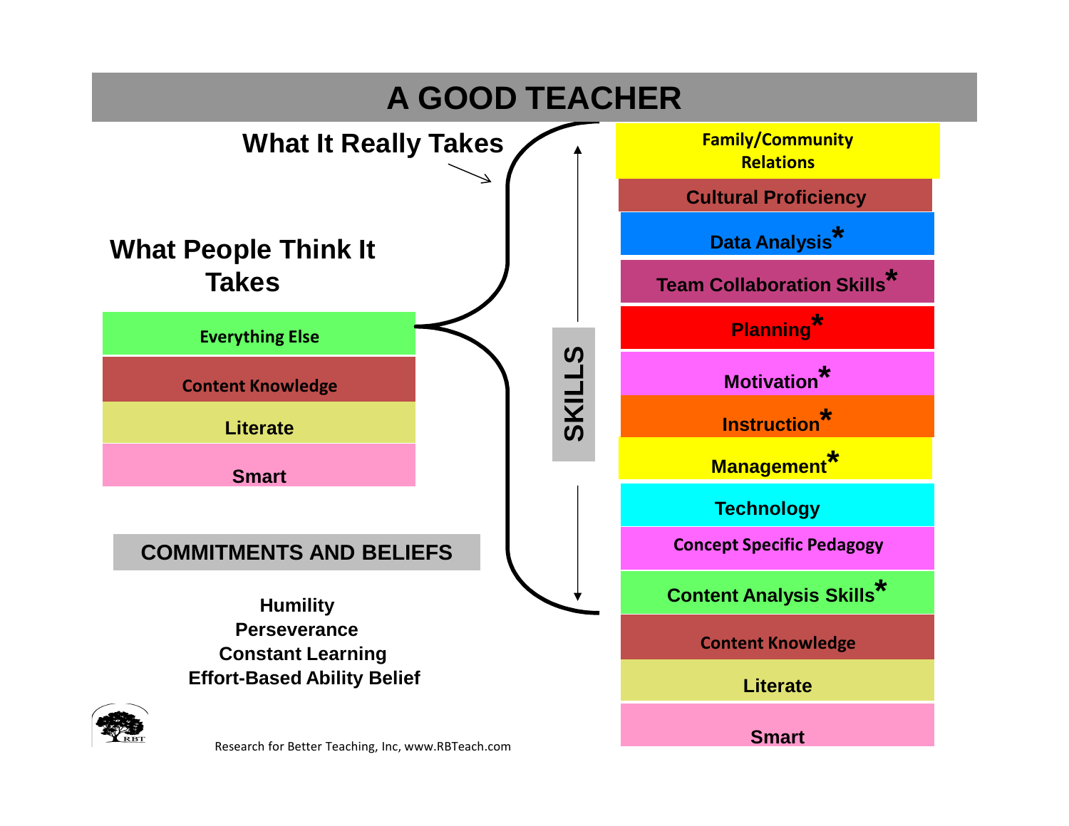# A GOOD TEACHER

## What People Think It Takes

- Everything Else
- Content Knowledge
- Literate
- Smart

## What It Really Takes

**SKILLS**

- Family/Community Relations
- Cultural Proficiency
- Data Analysis*
- Team Collaboration Skills*
- Planning*
- Motivation*
- Instruction*
- Management*
- Technology
- Concept Specific Pedagogy
- Content Analysis Skills*
- Content Knowledge
- Literate
- Smart

## COMMITMENTS AND BELIEFS

**Humility**
**Perseverance**
**Constant Learning**
**Effort-Based Ability Belief**

Research for Better Teaching, Inc, www.RBTeach.com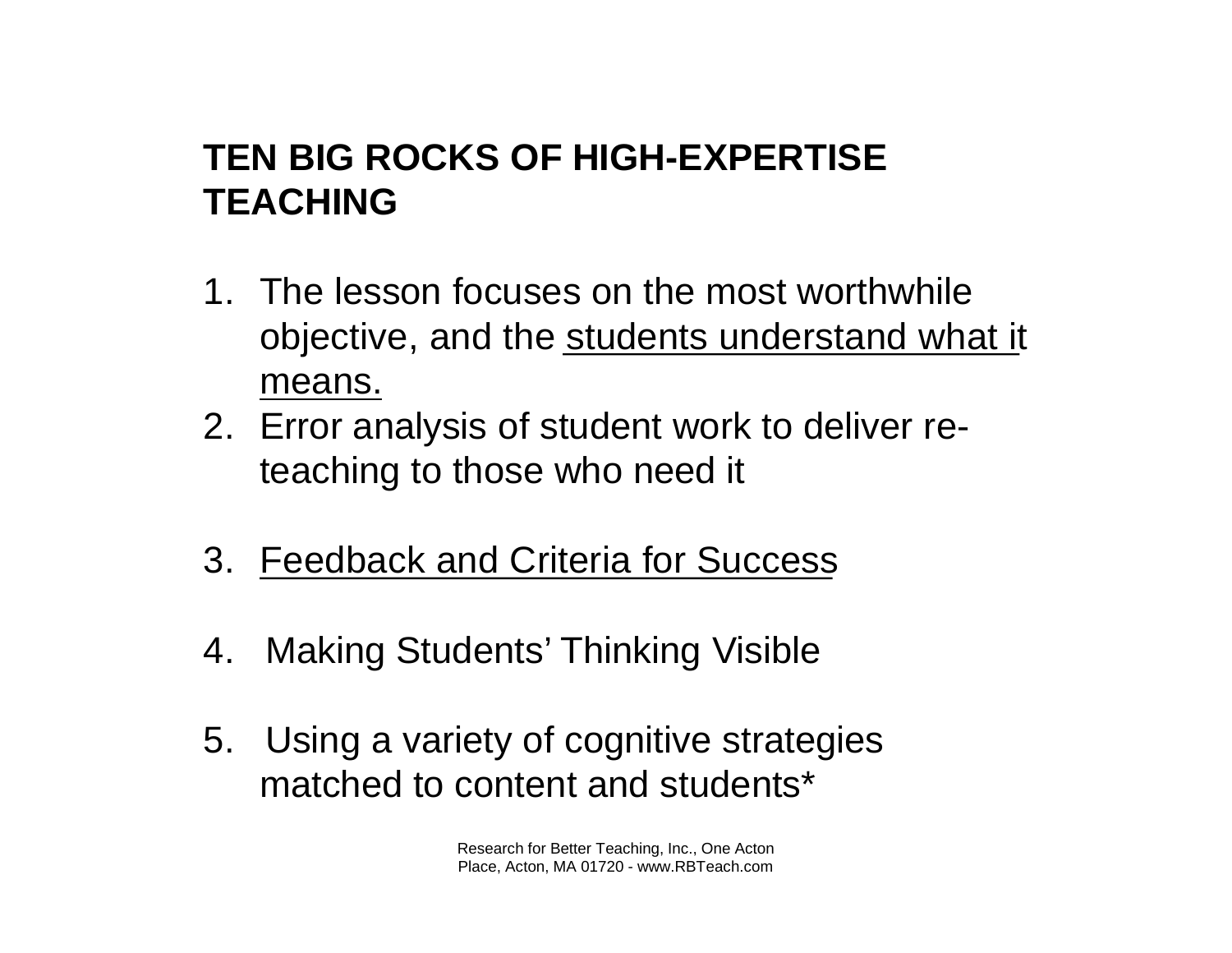# TEN BIG ROCKS OF HIGH-EXPERTISE TEACHING

1. The lesson focuses on the most worthwhile objective, and the <u>students understand what it means.</u>
2. Error analysis of student work to deliver re-teaching to those who need it

3. <u>Feedback and Criteria for Success</u>

4. Making Students' Thinking Visible

5. Using a variety of cognitive strategies matched to content and students*

Research for Better Teaching, Inc., One Acton Place, Acton, MA 01720 - www.RBTeach.com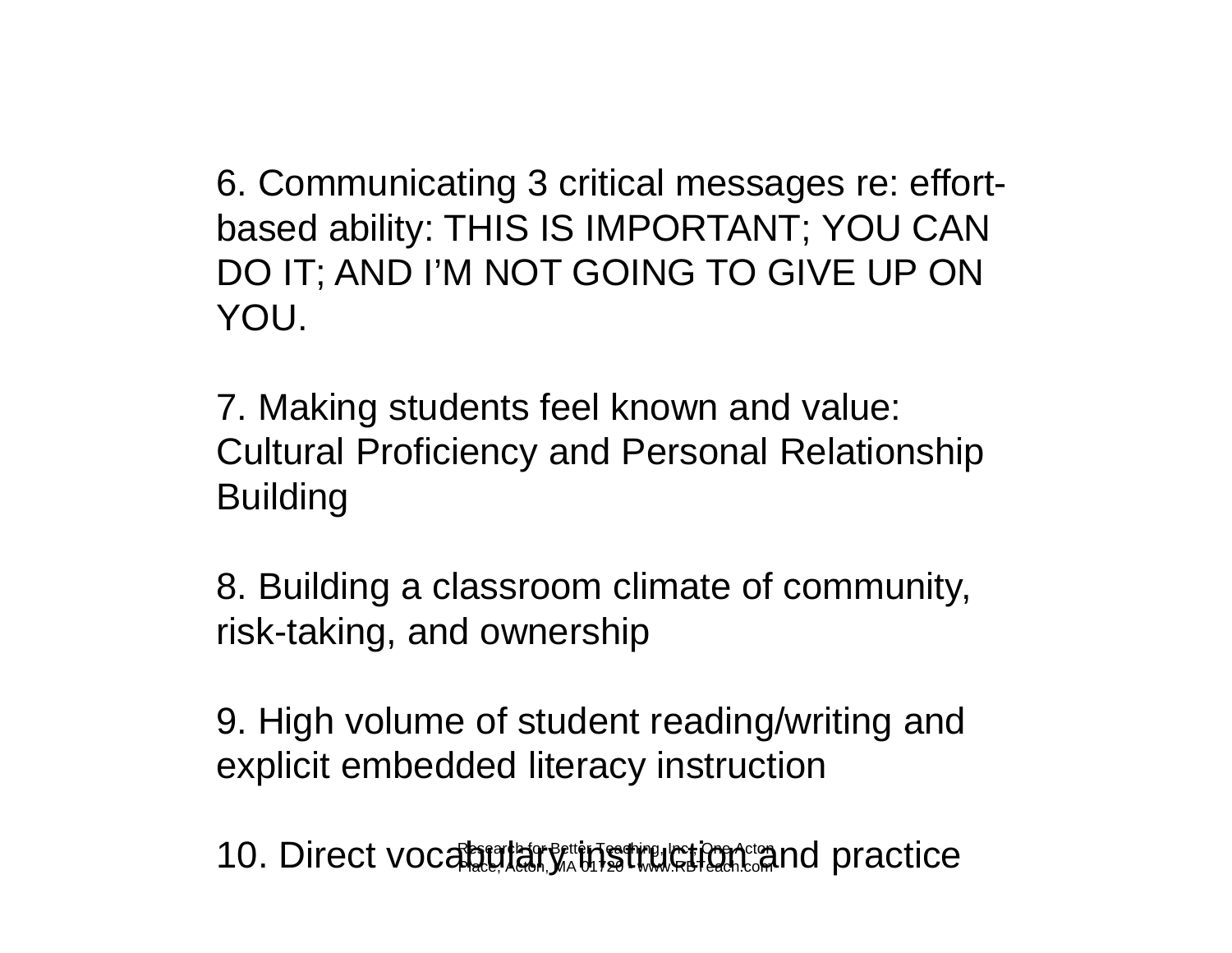6. Communicating 3 critical messages re: effort-based ability: THIS IS IMPORTANT; YOU CAN DO IT; AND I'M NOT GOING TO GIVE UP ON YOU.

7. Making students feel known and value: Cultural Proficiency and Personal Relationship Building

8. Building a classroom climate of community, risk-taking, and ownership

9. High volume of student reading/writing and explicit embedded literacy instruction

10. Direct vocabulary instruction and practice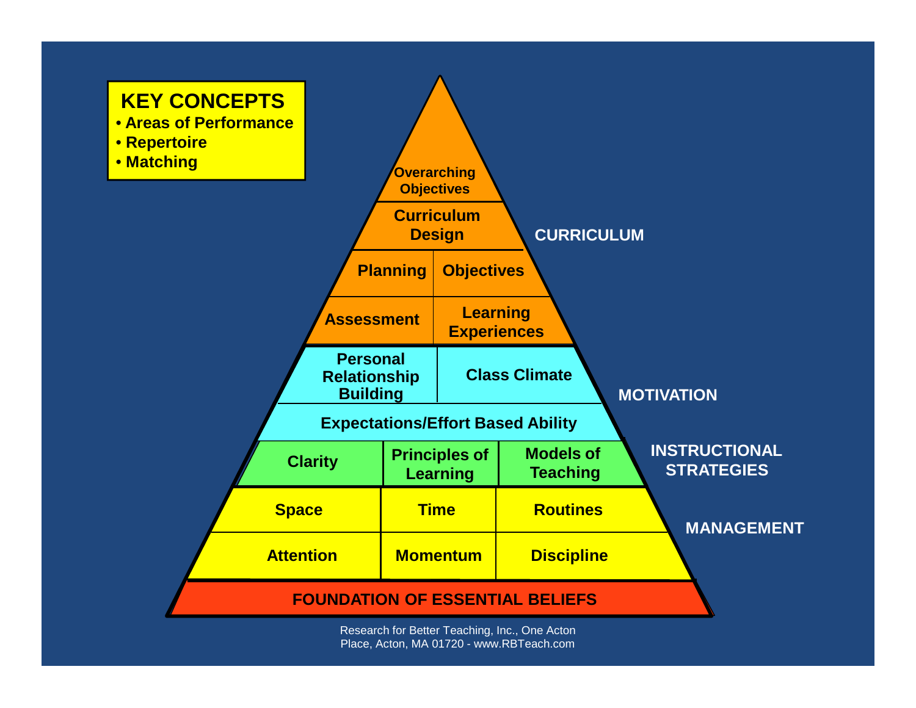## KEY CONCEPTS

- **Areas of Performance**
- **Repertoire**
- **Matching**

Overarching Objectives

Curriculum Design

Planning

Objectives

Assessment

Learning Experiences

**CURRICULUM**

Personal Relationship Building

Class Climate

Expectations/Effort Based Ability

**MOTIVATION**

Clarity

Principles of Learning

Models of Teaching

**INSTRUCTIONAL STRATEGIES**

Space

Time

Routines

Attention

Momentum

Discipline

**MANAGEMENT**

FOUNDATION OF ESSENTIAL BELIEFS

Research for Better Teaching, Inc., One Acton Place, Acton, MA 01720 - www.RBTeach.com